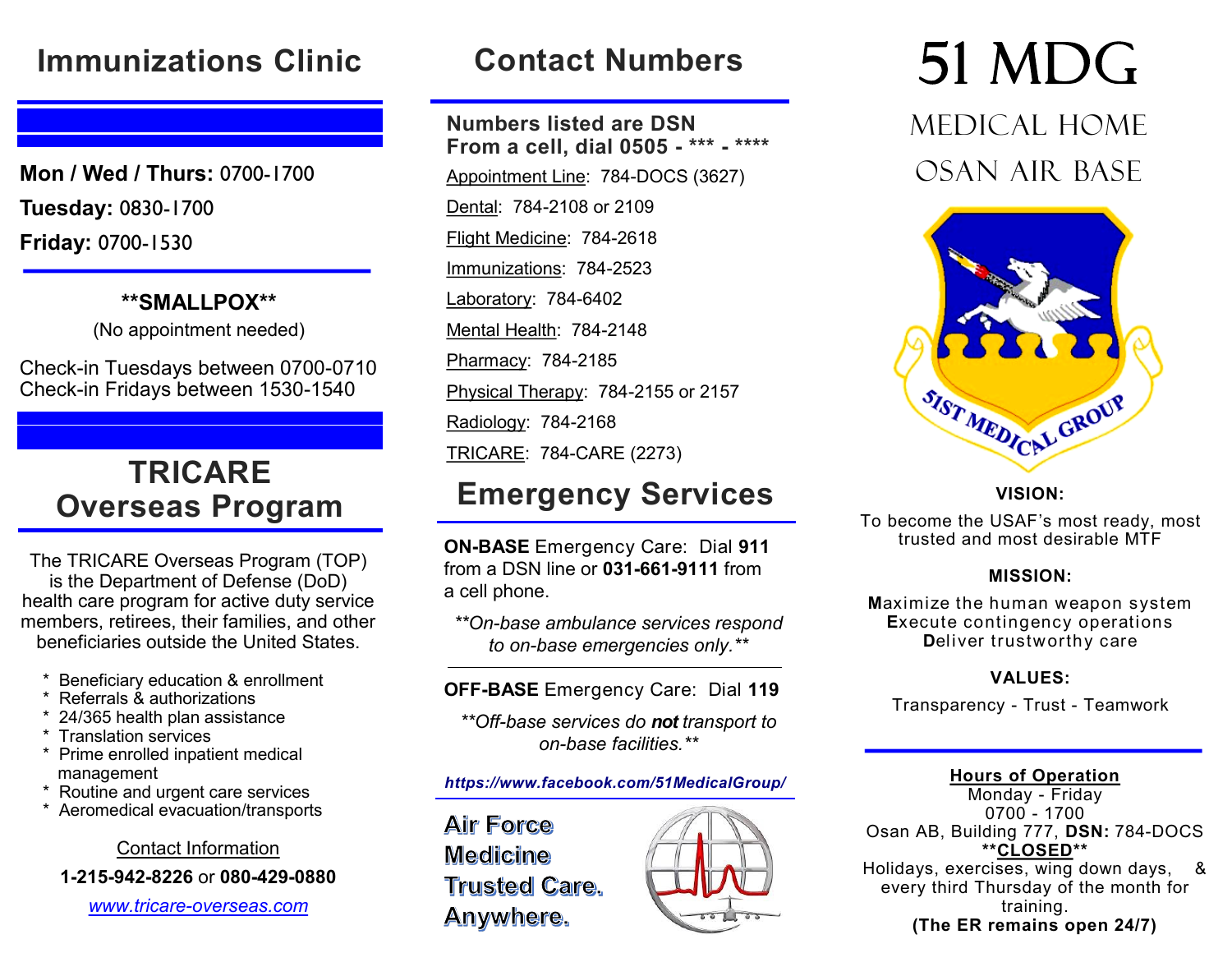# Immunizations Clinic

**Mon / Wed / Thurs:** 0700-1700

**Tuesday:** 0830-1700

**Friday:** 0700-1530

**\*\*SMALLPOX\*\***

(No appointment needed)

Check-in Tuesdays between 0700-0710
Check-in Fridays between 1530-1540

# TRICARE Overseas Program

The TRICARE Overseas Program (TOP) is the Department of Defense (DoD) health care program for active duty service members, retirees, their families, and other beneficiaries outside the United States.

- Beneficiary education & enrollment
- Referrals & authorizations
- 24/365 health plan assistance
- Translation services
- Prime enrolled inpatient medical management
- Routine and urgent care services
- Aeromedical evacuation/transports

Contact Information

**1-215-942-8226** or **080-429-0880**

*www.tricare-overseas.com*

# Contact Numbers

**Numbers listed are DSN**
**From a cell, dial 0505 - \*\*\* - \*\*\*\***

Appointment Line: 784-DOCS (3627)

Dental: 784-2108 or 2109

Flight Medicine: 784-2618

Immunizations: 784-2523

Laboratory: 784-6402

Mental Health: 784-2148

Pharmacy: 784-2185

Physical Therapy: 784-2155 or 2157

Radiology: 784-2168

TRICARE: 784-CARE (2273)

# Emergency Services

**ON-BASE** Emergency Care: Dial **911** from a DSN line or **031-661-9111** from a cell phone.

*\*\*On-base ambulance services respond to on-base emergencies only.\*\**

**OFF-BASE** Emergency Care: Dial **119**

*\*\*Off-base services do **not** transport to on-base facilities.\*\**

***https://www.facebook.com/51MedicalGroup/***

Air Force
Medicine
Trusted Care.
Anywhere.

# 51 MDG

## Medical Home
## Osan Air Base

51ST MEDICAL GROUP

**VISION:**

To become the USAF's most ready, most trusted and most desirable MTF

**MISSION:**

**M**aximize the human weapon system
**E**xecute contingency operations
**D**eliver trustworthy care

**VALUES:**

Transparency - Trust - Teamwork

**Hours of Operation**

Monday - Friday
0700 - 1700
Osan AB, Building 777, **DSN:** 784-DOCS
**\*\*CLOSED\*\***
Holidays, exercises, wing down days, & every third Thursday of the month for training.
**(The ER remains open 24/7)**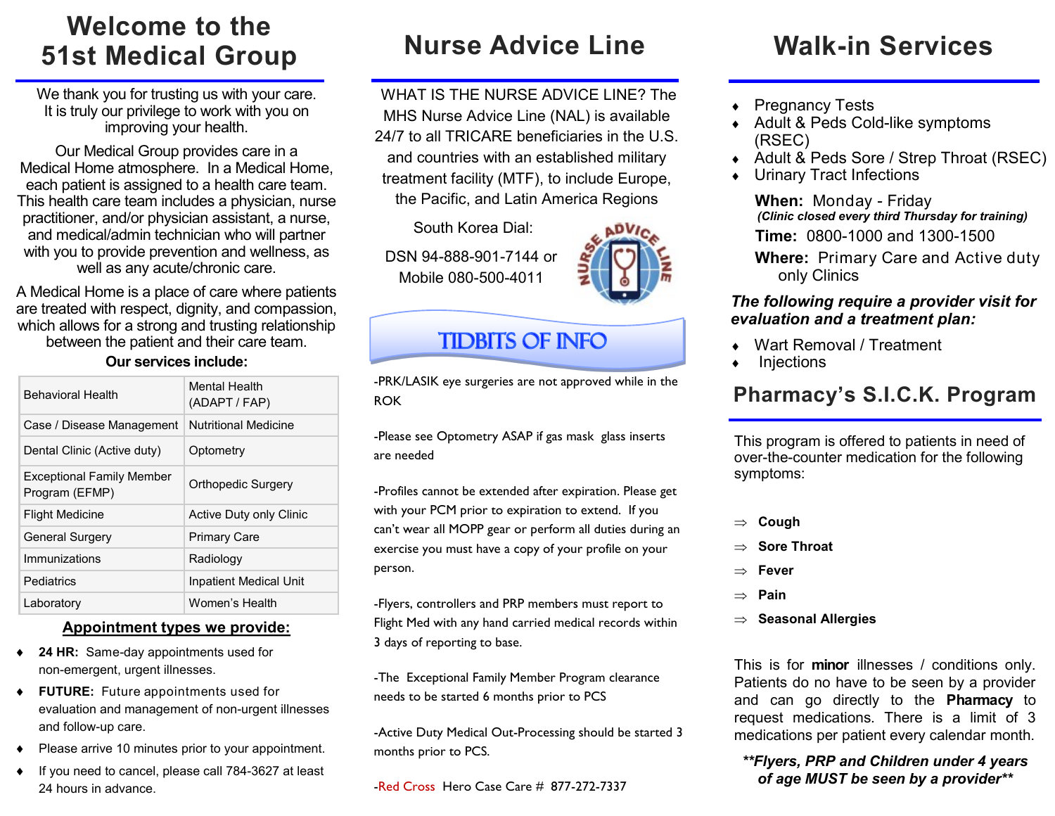# Welcome to the 51st Medical Group

We thank you for trusting us with your care. It is truly our privilege to work with you on improving your health.

Our Medical Group provides care in a Medical Home atmosphere. In a Medical Home, each patient is assigned to a health care team. This health care team includes a physician, nurse practitioner, and/or physician assistant, a nurse, and medical/admin technician who will partner with you to provide prevention and wellness, as well as any acute/chronic care.

A Medical Home is a place of care where patients are treated with respect, dignity, and compassion, which allows for a strong and trusting relationship between the patient and their care team.

**Our services include:**

| | |
|---|---|
| Behavioral Health | Mental Health (ADAPT / FAP) |
| Case / Disease Management | Nutritional Medicine |
| Dental Clinic (Active duty) | Optometry |
| Exceptional Family Member Program (EFMP) | Orthopedic Surgery |
| Flight Medicine | Active Duty only Clinic |
| General Surgery | Primary Care |
| Immunizations | Radiology |
| Pediatrics | Inpatient Medical Unit |
| Laboratory | Women's Health |

**Appointment types we provide:**

- **24 HR:** Same-day appointments used for non-emergent, urgent illnesses.
- **FUTURE:** Future appointments used for evaluation and management of non-urgent illnesses and follow-up care.
- Please arrive 10 minutes prior to your appointment.
- If you need to cancel, please call 784-3627 at least 24 hours in advance.

# Nurse Advice Line

WHAT IS THE NURSE ADVICE LINE? The MHS Nurse Advice Line (NAL) is available 24/7 to all TRICARE beneficiaries in the U.S. and countries with an established military treatment facility (MTF), to include Europe, the Pacific, and Latin America Regions

South Korea Dial:

DSN 94-888-901-7144 or Mobile 080-500-4011

## TIDBITS OF INFO

-PRK/LASIK eye surgeries are not approved while in the ROK

-Please see Optometry ASAP if gas mask glass inserts are needed

-Profiles cannot be extended after expiration. Please get with your PCM prior to expiration to extend. If you can't wear all MOPP gear or perform all duties during an exercise you must have a copy of your profile on your person.

-Flyers, controllers and PRP members must report to Flight Med with any hand carried medical records within 3 days of reporting to base.

-The Exceptional Family Member Program clearance needs to be started 6 months prior to PCS

-Active Duty Medical Out-Processing should be started 3 months prior to PCS.

-Red Cross Hero Case Care # 877-272-7337

# Walk-in Services

- Pregnancy Tests
- Adult & Peds Cold-like symptoms (RSEC)
- Adult & Peds Sore / Strep Throat (RSEC)
- Urinary Tract Infections

**When:** Monday - Friday
***(Clinic closed every third Thursday for training)***

**Time:** 0800-1000 and 1300-1500

**Where:** Primary Care and Active duty only Clinics

***The following require a provider visit for evaluation and a treatment plan:***

- Wart Removal / Treatment
- Injections

# Pharmacy's S.I.C.K. Program

This program is offered to patients in need of over-the-counter medication for the following symptoms:

- **Cough**
- **Sore Throat**
- **Fever**
- **Pain**
- **Seasonal Allergies**

This is for **minor** illnesses / conditions only. Patients do no have to be seen by a provider and can go directly to the **Pharmacy** to request medications. There is a limit of 3 medications per patient every calendar month.

***\*\*Flyers, PRP and Children under 4 years of age MUST be seen by a provider\*\****